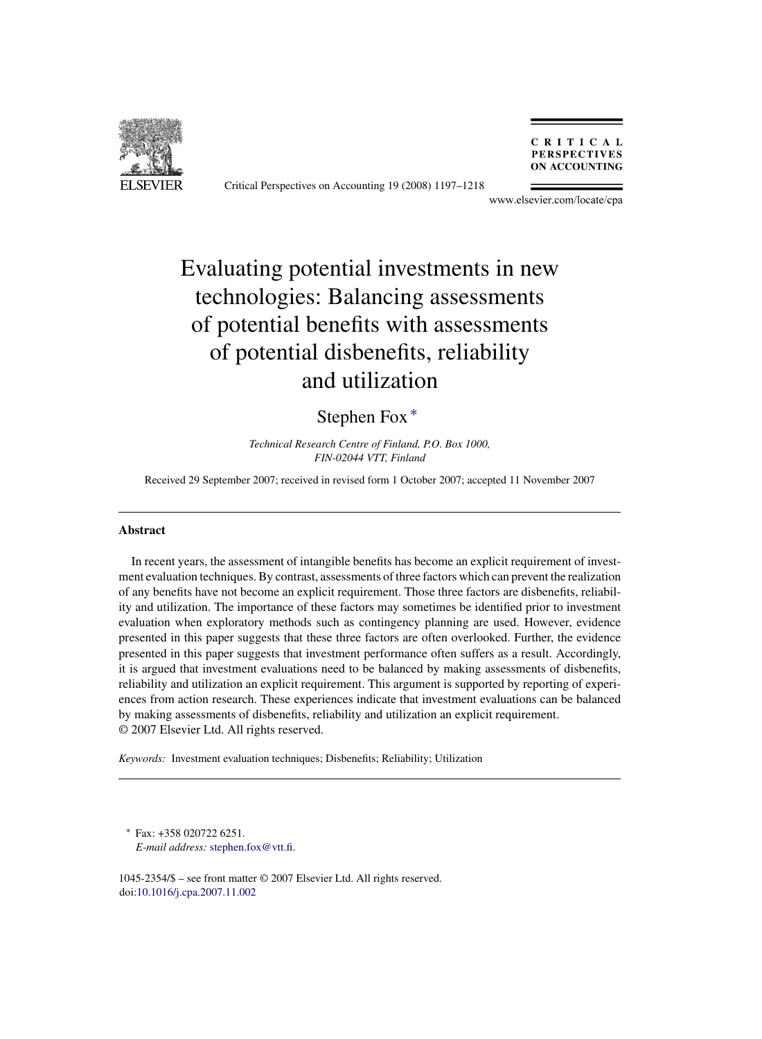# Evaluating potential investments in new technologies: Balancing assessments of potential benefits with assessments of potential disbenefits, reliability and utilization

Stephen Fox [*]

*Technical Research Centre of Finland, P.O. Box 1000, FIN-02044 VTT, Finland*

Received 29 September 2007; received in revised form 1 October 2007; accepted 11 November 2007

## Abstract

In recent years, the assessment of intangible benefits has become an explicit requirement of investment evaluation techniques. By contrast, assessments of three factors which can prevent the realization of any benefits have not become an explicit requirement. Those three factors are disbenefits, reliability and utilization. The importance of these factors may sometimes be identified prior to investment evaluation when exploratory methods such as contingency planning are used. However, evidence presented in this paper suggests that these three factors are often overlooked. Further, the evidence presented in this paper suggests that investment performance often suffers as a result. Accordingly, it is argued that investment evaluations need to be balanced by making assessments of disbenefits, reliability and utilization an explicit requirement. This argument is supported by reporting of experiences from action research. These experiences indicate that investment evaluations can be balanced by making assessments of disbenefits, reliability and utilization an explicit requirement.

© 2007 Elsevier Ltd. All rights reserved.

*Keywords:* Investment evaluation techniques; Disbenefits; Reliability; Utilization

[*] Fax: +358 020722 6251.
*E-mail address:* stephen.fox@vtt.fi.

1045-2354/$ – see front matter © 2007 Elsevier Ltd. All rights reserved.
doi:10.1016/j.cpa.2007.11.002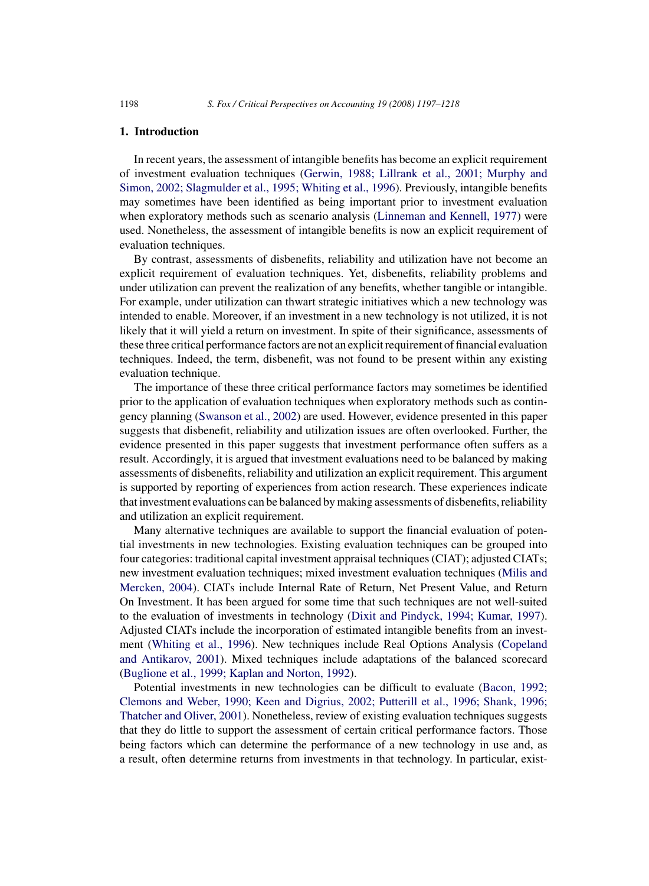## 1. Introduction

In recent years, the assessment of intangible benefits has become an explicit requirement of investment evaluation techniques (Gerwin, 1988; Lillrank et al., 2001; Murphy and Simon, 2002; Slagmulder et al., 1995; Whiting et al., 1996). Previously, intangible benefits may sometimes have been identified as being important prior to investment evaluation when exploratory methods such as scenario analysis (Linneman and Kennell, 1977) were used. Nonetheless, the assessment of intangible benefits is now an explicit requirement of evaluation techniques.

By contrast, assessments of disbenefits, reliability and utilization have not become an explicit requirement of evaluation techniques. Yet, disbenefits, reliability problems and under utilization can prevent the realization of any benefits, whether tangible or intangible. For example, under utilization can thwart strategic initiatives which a new technology was intended to enable. Moreover, if an investment in a new technology is not utilized, it is not likely that it will yield a return on investment. In spite of their significance, assessments of these three critical performance factors are not an explicit requirement of financial evaluation techniques. Indeed, the term, disbenefit, was not found to be present within any existing evaluation technique.

The importance of these three critical performance factors may sometimes be identified prior to the application of evaluation techniques when exploratory methods such as contingency planning (Swanson et al., 2002) are used. However, evidence presented in this paper suggests that disbenefit, reliability and utilization issues are often overlooked. Further, the evidence presented in this paper suggests that investment performance often suffers as a result. Accordingly, it is argued that investment evaluations need to be balanced by making assessments of disbenefits, reliability and utilization an explicit requirement. This argument is supported by reporting of experiences from action research. These experiences indicate that investment evaluations can be balanced by making assessments of disbenefits, reliability and utilization an explicit requirement.

Many alternative techniques are available to support the financial evaluation of potential investments in new technologies. Existing evaluation techniques can be grouped into four categories: traditional capital investment appraisal techniques (CIAT); adjusted CIATs; new investment evaluation techniques; mixed investment evaluation techniques (Milis and Mercken, 2004). CIATs include Internal Rate of Return, Net Present Value, and Return On Investment. It has been argued for some time that such techniques are not well-suited to the evaluation of investments in technology (Dixit and Pindyck, 1994; Kumar, 1997). Adjusted CIATs include the incorporation of estimated intangible benefits from an investment (Whiting et al., 1996). New techniques include Real Options Analysis (Copeland and Antikarov, 2001). Mixed techniques include adaptations of the balanced scorecard (Buglione et al., 1999; Kaplan and Norton, 1992).

Potential investments in new technologies can be difficult to evaluate (Bacon, 1992; Clemons and Weber, 1990; Keen and Digrius, 2002; Putterill et al., 1996; Shank, 1996; Thatcher and Oliver, 2001). Nonetheless, review of existing evaluation techniques suggests that they do little to support the assessment of certain critical performance factors. Those being factors which can determine the performance of a new technology in use and, as a result, often determine returns from investments in that technology. In particular, exist-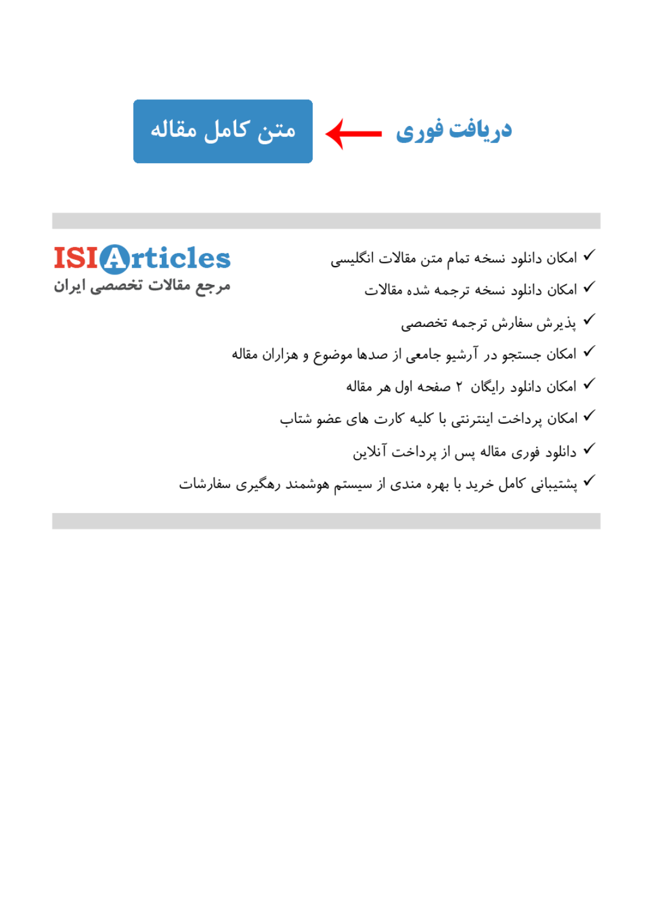دریافت فوری ← متن کامل مقاله

**ISIArticles**
مرجع مقالات تخصصی ایران

- ✓ امکان دانلود نسخه تمام متن مقالات انگلیسی
- ✓ امکان دانلود نسخه ترجمه شده مقالات
- ✓ پذیرش سفارش ترجمه تخصصی
- ✓ امکان جستجو در آرشیو جامعی از صدها موضوع و هزاران مقاله
- ✓ امکان دانلود رایگان ۲ صفحه اول هر مقاله
- ✓ امکان پرداخت اینترنتی با کلیه کارت های عضو شتاب
- ✓ دانلود فوری مقاله پس از پرداخت آنلاین
- ✓ پشتیبانی کامل خرید با بهره مندی از سیستم هوشمند رهگیری سفارشات